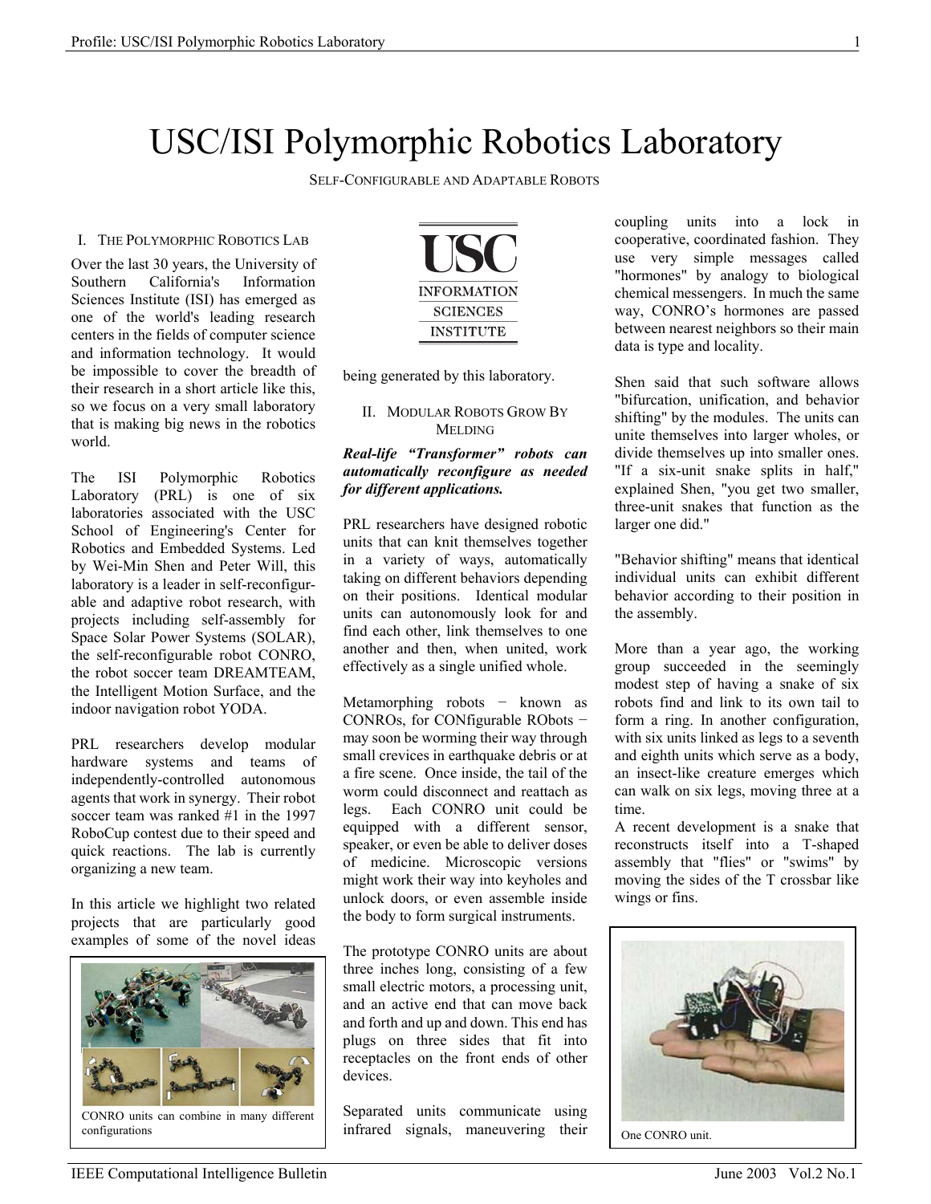# USC/ISI Polymorphic Robotics Laboratory

SELF-CONFIGURABLE AND ADAPTABLE ROBOTS

## I. THE POLYMORPHIC ROBOTICS LAB

Over the last 30 years, the University of Southern California's Information Sciences Institute (ISI) has emerged as one of the world's leading research centers in the fields of computer science and information technology. It would be impossible to cover the breadth of their research in a short article like this, so we focus on a very small laboratory that is making big news in the robotics world.

The ISI Polymorphic Robotics Laboratory (PRL) is one of six laboratories associated with the USC School of Engineering's Center for Robotics and Embedded Systems. Led by Wei-Min Shen and Peter Will, this laboratory is a leader in self-reconfigurable and adaptive robot research, with projects including self-assembly for Space Solar Power Systems (SOLAR), the self-reconfigurable robot CONRO, the robot soccer team DREAMTEAM, the Intelligent Motion Surface, and the indoor navigation robot YODA.

PRL researchers develop modular hardware systems and teams of independently-controlled autonomous agents that work in synergy. Their robot soccer team was ranked #1 in the 1997 RoboCup contest due to their speed and quick reactions. The lab is currently organizing a new team.

In this article we highlight two related projects that are particularly good examples of some of the novel ideas being generated by this laboratory.

CONRO units can combine in many different configurations

## II. MODULAR ROBOTS GROW BY MELDING

***Real-life "Transformer" robots can automatically reconfigure as needed for different applications.***

PRL researchers have designed robotic units that can knit themselves together in a variety of ways, automatically taking on different behaviors depending on their positions. Identical modular units can autonomously look for and find each other, link themselves to one another and then, when united, work effectively as a single unified whole.

Metamorphing robots − known as CONROs, for CONfigurable RObots − may soon be worming their way through small crevices in earthquake debris or at a fire scene. Once inside, the tail of the worm could disconnect and reattach as legs. Each CONRO unit could be equipped with a different sensor, speaker, or even be able to deliver doses of medicine. Microscopic versions might work their way into keyholes and unlock doors, or even assemble inside the body to form surgical instruments.

The prototype CONRO units are about three inches long, consisting of a few small electric motors, a processing unit, and an active end that can move back and forth and up and down. This end has plugs on three sides that fit into receptacles on the front ends of other devices.

Separated units communicate using infrared signals, maneuvering their coupling units into a lock in cooperative, coordinated fashion. They use very simple messages called "hormones" by analogy to biological chemical messengers. In much the same way, CONRO's hormones are passed between nearest neighbors so their main data is type and locality.

Shen said that such software allows "bifurcation, unification, and behavior shifting" by the modules. The units can unite themselves into larger wholes, or divide themselves up into smaller ones. "If a six-unit snake splits in half," explained Shen, "you get two smaller, three-unit snakes that function as the larger one did."

"Behavior shifting" means that identical individual units can exhibit different behavior according to their position in the assembly.

More than a year ago, the working group succeeded in the seemingly modest step of having a snake of six robots find and link to its own tail to form a ring. In another configuration, with six units linked as legs to a seventh and eighth units which serve as a body, an insect-like creature emerges which can walk on six legs, moving three at a time.

A recent development is a snake that reconstructs itself into a T-shaped assembly that "flies" or "swims" by moving the sides of the T crossbar like wings or fins.

One CONRO unit.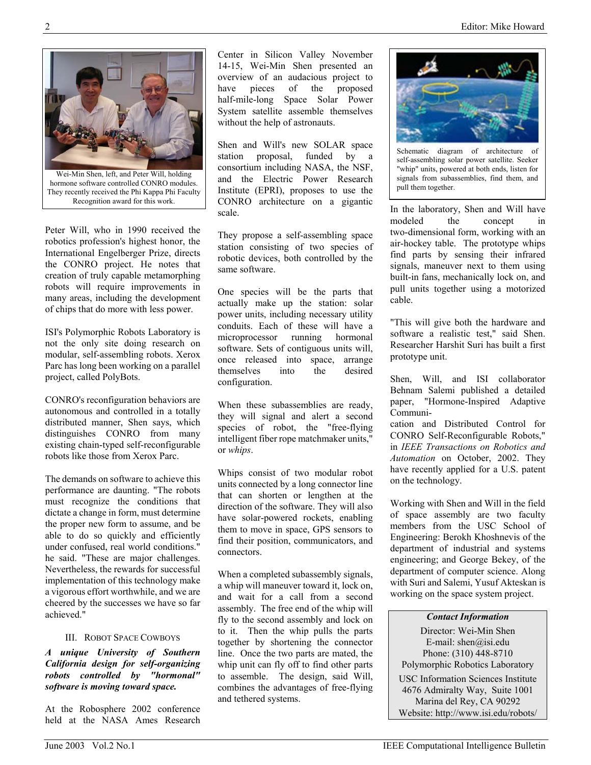Wei-Min Shen, left, and Peter Will, holding hormone software controlled CONRO modules. They recently received the Phi Kappa Phi Faculty Recognition award for this work.

Peter Will, who in 1990 received the robotics profession's highest honor, the International Engelberger Prize, directs the CONRO project. He notes that creation of truly capable metamorphing robots will require improvements in many areas, including the development of chips that do more with less power.

ISI's Polymorphic Robots Laboratory is not the only site doing research on modular, self-assembling robots. Xerox Parc has long been working on a parallel project, called PolyBots.

CONRO's reconfiguration behaviors are autonomous and controlled in a totally distributed manner, Shen says, which distinguishes CONRO from many existing chain-typed self-reconfigurable robots like those from Xerox Parc.

The demands on software to achieve this performance are daunting. "The robots must recognize the conditions that dictate a change in form, must determine the proper new form to assume, and be able to do so quickly and efficiently under confused, real world conditions." he said. "These are major challenges. Nevertheless, the rewards for successful implementation of this technology make a vigorous effort worthwhile, and we are cheered by the successes we have so far achieved."

## III. Robot Space Cowboys

***A unique University of Southern California design for self-organizing robots controlled by "hormonal" software is moving toward space.***

At the Robosphere 2002 conference held at the NASA Ames Research Center in Silicon Valley November 14-15, Wei-Min Shen presented an overview of an audacious project to have pieces of the proposed half-mile-long Space Solar Power System satellite assemble themselves without the help of astronauts.

Shen and Will's new SOLAR space station proposal, funded by a consortium including NASA, the NSF, and the Electric Power Research Institute (EPRI), proposes to use the CONRO architecture on a gigantic scale.

They propose a self-assembling space station consisting of two species of robotic devices, both controlled by the same software.

One species will be the parts that actually make up the station: solar power units, including necessary utility conduits. Each of these will have a microprocessor running hormonal software. Sets of contiguous units will, once released into space, arrange themselves into the desired configuration.

When these subassemblies are ready, they will signal and alert a second species of robot, the "free-flying intelligent fiber rope matchmaker units," or *whips*.

Whips consist of two modular robot units connected by a long connector line that can shorten or lengthen at the direction of the software. They will also have solar-powered rockets, enabling them to move in space, GPS sensors to find their position, communicators, and connectors.

When a completed subassembly signals, a whip will maneuver toward it, lock on, and wait for a call from a second assembly. The free end of the whip will fly to the second assembly and lock on to it. Then the whip pulls the parts together by shortening the connector line. Once the two parts are mated, the whip unit can fly off to find other parts to assemble. The design, said Will, combines the advantages of free-flying and tethered systems.

Schematic diagram of architecture of self-assembling solar power satellite. Seeker "whip" units, powered at both ends, listen for signals from subassemblies, find them, and pull them together.

In the laboratory, Shen and Will have modeled the concept in two-dimensional form, working with an air-hockey table. The prototype whips find parts by sensing their infrared signals, maneuver next to them using built-in fans, mechanically lock on, and pull units together using a motorized cable.

"This will give both the hardware and software a realistic test," said Shen. Researcher Harshit Suri has built a first prototype unit.

Shen, Will, and ISI collaborator Behnam Salemi published a detailed paper, "Hormone-Inspired Adaptive Communication and Distributed Control for CONRO Self-Reconfigurable Robots," in *IEEE Transactions on Robotics and Automation* on October, 2002. They have recently applied for a U.S. patent on the technology.

Working with Shen and Will in the field of space assembly are two faculty members from the USC School of Engineering: Berokh Khoshnevis of the department of industrial and systems engineering; and George Bekey, of the department of computer science. Along with Suri and Salemi, Yusuf Akteskan is working on the space system project.

***Contact Information***

Director: Wei-Min Shen
E-mail: shen@isi.edu
Phone: (310) 448-8710
Polymorphic Robotics Laboratory
USC Information Sciences Institute
4676 Admiralty Way, Suite 1001
Marina del Rey, CA 90292
Website: http://www.isi.edu/robots/